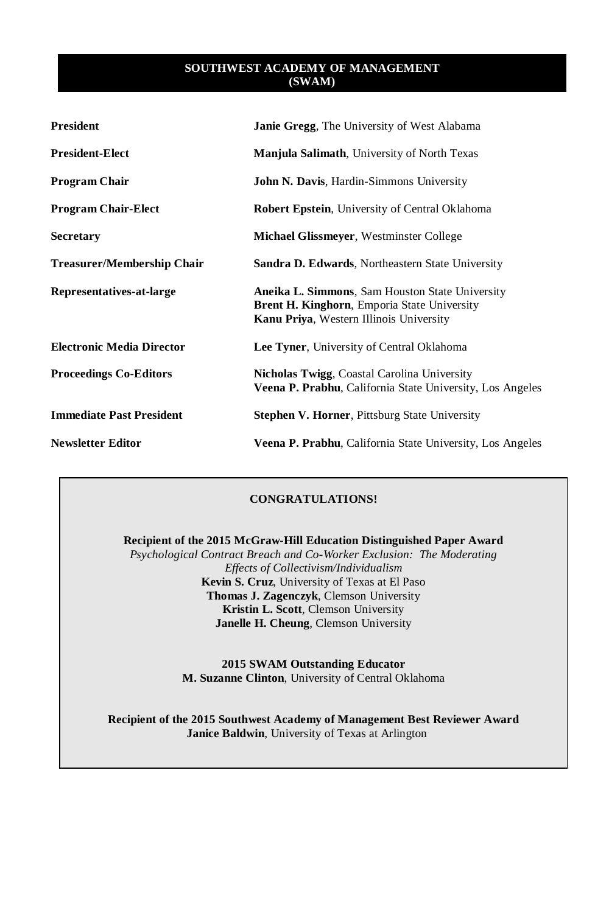# SOUTHWEST ACADEMY OF MANAGEMENT (SWAM)

| | |
|---|---|
| **President** | **Janie Gregg**, The University of West Alabama |
| **President-Elect** | **Manjula Salimath**, University of North Texas |
| **Program Chair** | **John N. Davis**, Hardin-Simmons University |
| **Program Chair-Elect** | **Robert Epstein**, University of Central Oklahoma |
| **Secretary** | **Michael Glissmeyer**, Westminster College |
| **Treasurer/Membership Chair** | **Sandra D. Edwards**, Northeastern State University |
| **Representatives-at-large** | **Aneika L. Simmons**, Sam Houston State University<br>**Brent H. Kinghorn**, Emporia State University<br>**Kanu Priya**, Western Illinois University |
| **Electronic Media Director** | **Lee Tyner**, University of Central Oklahoma |
| **Proceedings Co-Editors** | **Nicholas Twigg**, Coastal Carolina University<br>**Veena P. Prabhu**, California State University, Los Angeles |
| **Immediate Past President** | **Stephen V. Horner**, Pittsburg State University |
| **Newsletter Editor** | **Veena P. Prabhu**, California State University, Los Angeles |

## CONGRATULATIONS!

**Recipient of the 2015 McGraw-Hill Education Distinguished Paper Award**
*Psychological Contract Breach and Co-Worker Exclusion: The Moderating Effects of Collectivism/Individualism*
**Kevin S. Cruz**, University of Texas at El Paso
**Thomas J. Zagenczyk**, Clemson University
**Kristin L. Scott**, Clemson University
**Janelle H. Cheung**, Clemson University

**2015 SWAM Outstanding Educator**
**M. Suzanne Clinton**, University of Central Oklahoma

**Recipient of the 2015 Southwest Academy of Management Best Reviewer Award**
**Janice Baldwin**, University of Texas at Arlington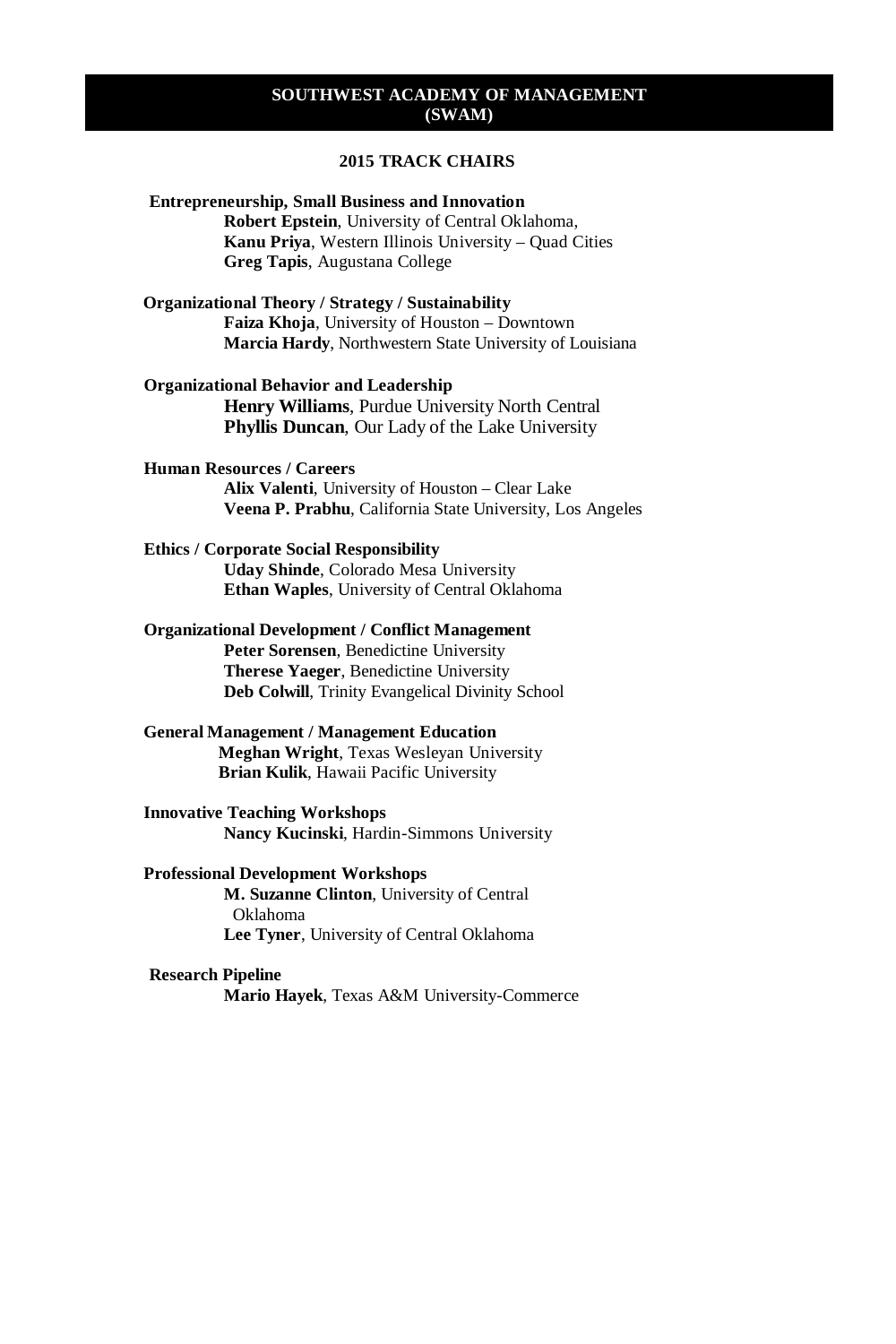# SOUTHWEST ACADEMY OF MANAGEMENT (SWAM)

## 2015 TRACK CHAIRS

**Entrepreneurship, Small Business and Innovation**

**Robert Epstein**, University of Central Oklahoma,
**Kanu Priya**, Western Illinois University – Quad Cities
**Greg Tapis**, Augustana College

**Organizational Theory / Strategy / Sustainability**

**Faiza Khoja**, University of Houston – Downtown
**Marcia Hardy**, Northwestern State University of Louisiana

**Organizational Behavior and Leadership**

**Henry Williams**, Purdue University North Central
**Phyllis Duncan**, Our Lady of the Lake University

**Human Resources / Careers**

**Alix Valenti**, University of Houston – Clear Lake
**Veena P. Prabhu**, California State University, Los Angeles

**Ethics / Corporate Social Responsibility**

**Uday Shinde**, Colorado Mesa University
**Ethan Waples**, University of Central Oklahoma

**Organizational Development / Conflict Management**

**Peter Sorensen**, Benedictine University
**Therese Yaeger**, Benedictine University
**Deb Colwill**, Trinity Evangelical Divinity School

**General Management / Management Education**

**Meghan Wright**, Texas Wesleyan University
**Brian Kulik**, Hawaii Pacific University

**Innovative Teaching Workshops**

**Nancy Kucinski**, Hardin-Simmons University

**Professional Development Workshops**

**M. Suzanne Clinton**, University of Central Oklahoma
**Lee Tyner**, University of Central Oklahoma

**Research Pipeline**

**Mario Hayek**, Texas A&M University-Commerce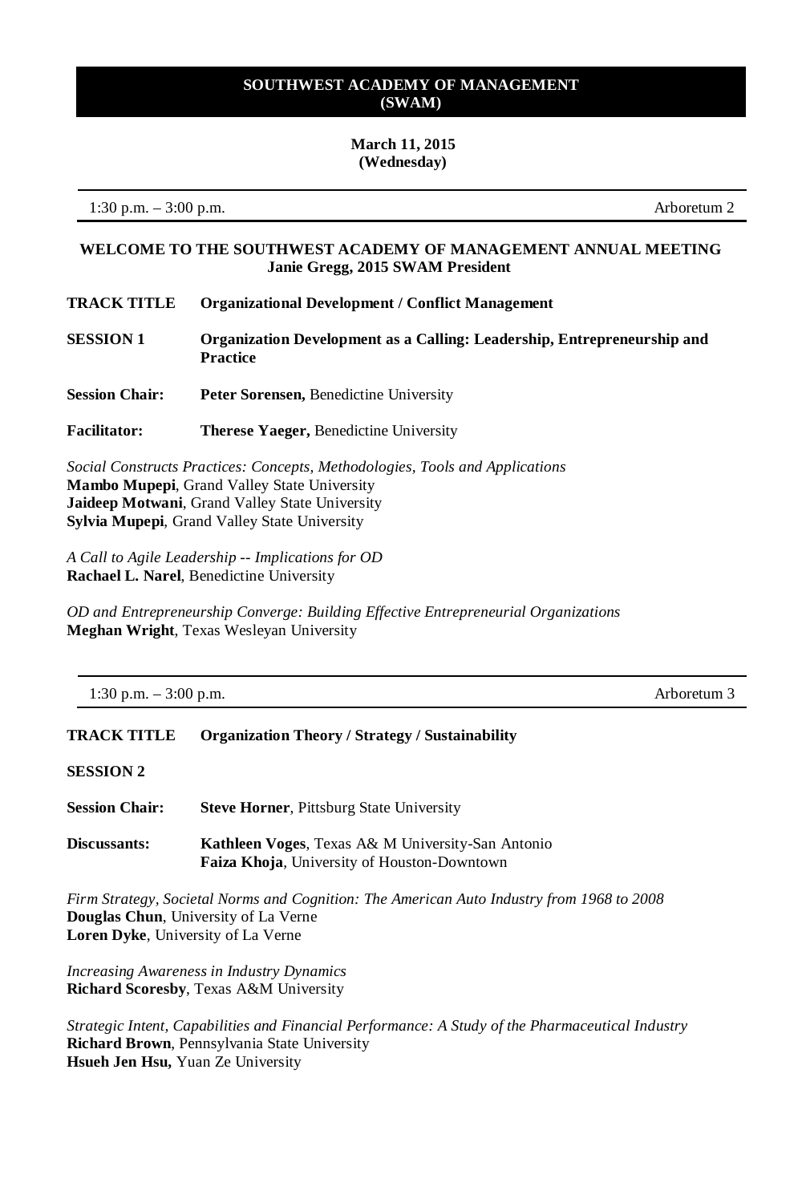# SOUTHWEST ACADEMY OF MANAGEMENT (SWAM)

**March 11, 2015 (Wednesday)**

1:30 p.m. – 3:00 p.m. | Arboretum 2

## WELCOME TO THE SOUTHWEST ACADEMY OF MANAGEMENT ANNUAL MEETING

**Janie Gregg, 2015 SWAM President**

**TRACK TITLE** **Organizational Development / Conflict Management**

**SESSION 1** **Organization Development as a Calling: Leadership, Entrepreneurship and Practice**

**Session Chair:** **Peter Sorensen,** Benedictine University

**Facilitator:** **Therese Yaeger,** Benedictine University

*Social Constructs Practices: Concepts, Methodologies, Tools and Applications*
**Mambo Mupepi**, Grand Valley State University
**Jaideep Motwani**, Grand Valley State University
**Sylvia Mupepi**, Grand Valley State University

*A Call to Agile Leadership -- Implications for OD*
**Rachael L. Narel**, Benedictine University

*OD and Entrepreneurship Converge: Building Effective Entrepreneurial Organizations*
**Meghan Wright**, Texas Wesleyan University

---

1:30 p.m. – 3:00 p.m. | Arboretum 3

**TRACK TITLE** **Organization Theory / Strategy / Sustainability**

**SESSION 2**

**Session Chair:** **Steve Horner**, Pittsburg State University

**Discussants:** **Kathleen Voges**, Texas A& M University-San Antonio
**Faiza Khoja**, University of Houston-Downtown

*Firm Strategy, Societal Norms and Cognition: The American Auto Industry from 1968 to 2008*
**Douglas Chun**, University of La Verne
**Loren Dyke**, University of La Verne

*Increasing Awareness in Industry Dynamics*
**Richard Scoresby**, Texas A&M University

*Strategic Intent, Capabilities and Financial Performance: A Study of the Pharmaceutical Industry*
**Richard Brown**, Pennsylvania State University
**Hsueh Jen Hsu,** Yuan Ze University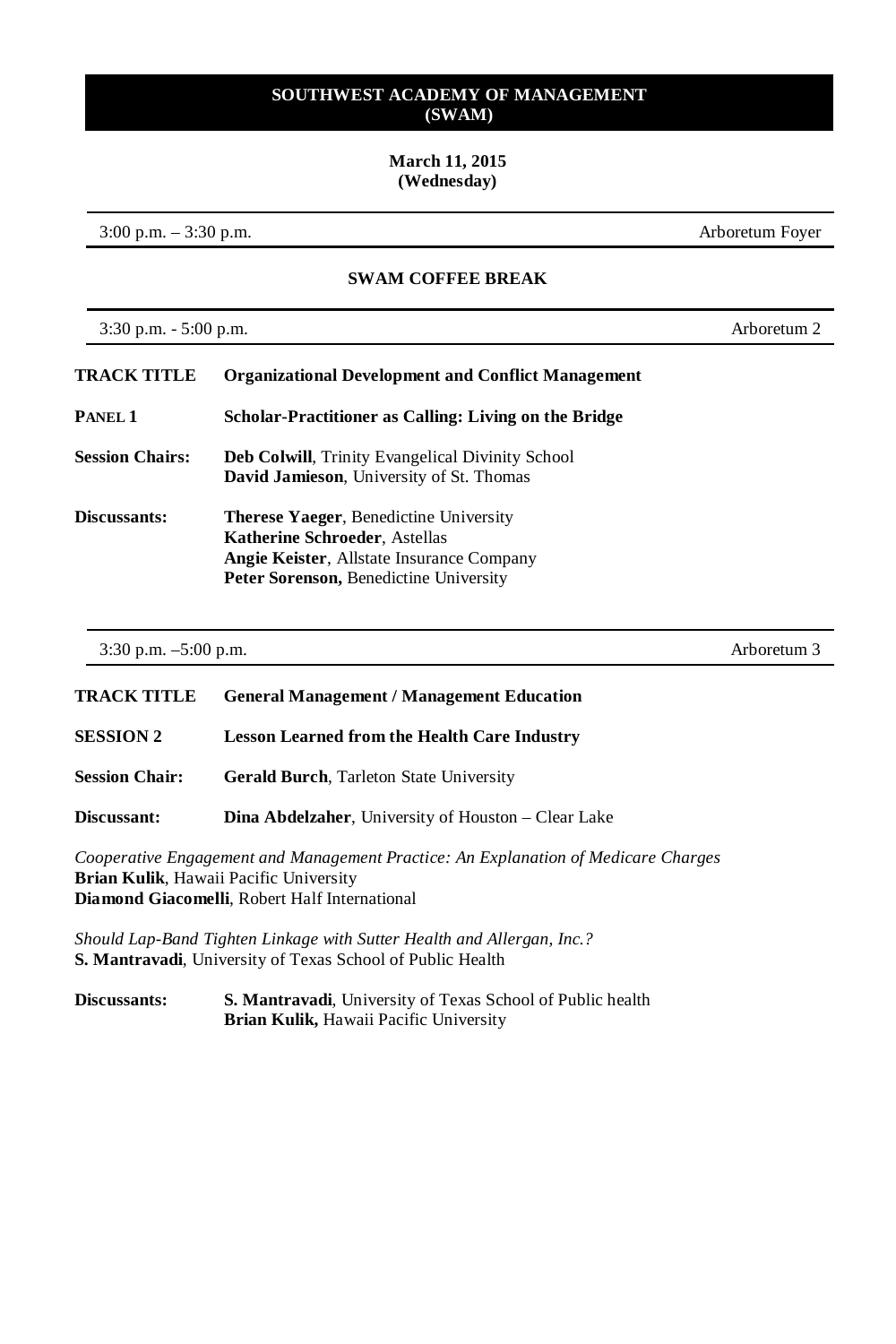## SOUTHWEST ACADEMY OF MANAGEMENT (SWAM)

**March 11, 2015**
**(Wednesday)**

3:00 p.m. – 3:30 p.m. — Arboretum Foyer

**SWAM COFFEE BREAK**

3:30 p.m. - 5:00 p.m. — Arboretum 2

**TRACK TITLE** — **Organizational Development and Conflict Management**

**PANEL 1** — **Scholar-Practitioner as Calling: Living on the Bridge**

**Session Chairs:**
**Deb Colwill**, Trinity Evangelical Divinity School
**David Jamieson**, University of St. Thomas

**Discussants:**
**Therese Yaeger**, Benedictine University
**Katherine Schroeder**, Astellas
**Angie Keister**, Allstate Insurance Company
**Peter Sorenson,** Benedictine University

3:30 p.m. –5:00 p.m. — Arboretum 3

**TRACK TITLE** — **General Management / Management Education**

**SESSION 2** — **Lesson Learned from the Health Care Industry**

**Session Chair:** **Gerald Burch**, Tarleton State University

**Discussant:** **Dina Abdelzaher**, University of Houston – Clear Lake

*Cooperative Engagement and Management Practice: An Explanation of Medicare Charges*
**Brian Kulik**, Hawaii Pacific University
**Diamond Giacomelli**, Robert Half International

*Should Lap-Band Tighten Linkage with Sutter Health and Allergan, Inc.?*
**S. Mantravadi**, University of Texas School of Public Health

**Discussants:**
**S. Mantravadi**, University of Texas School of Public health
**Brian Kulik,** Hawaii Pacific University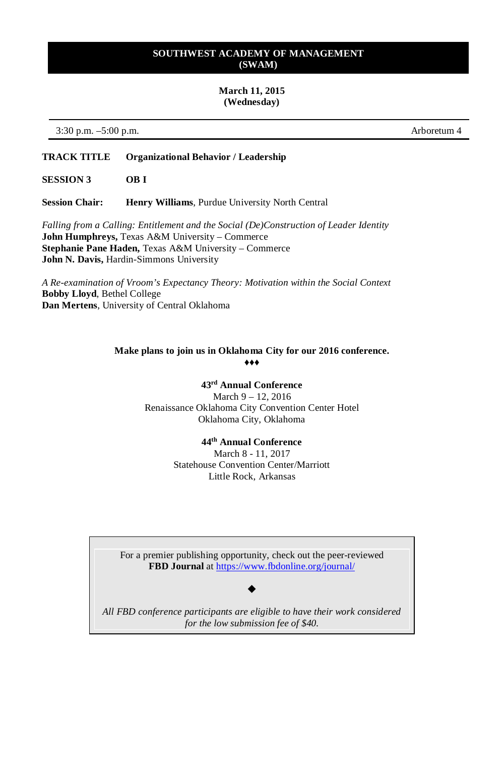# SOUTHWEST ACADEMY OF MANAGEMENT (SWAM)

**March 11, 2015**
**(Wednesday)**

3:30 p.m. –5:00 p.m. Arboretum 4

**TRACK TITLE** **Organizational Behavior / Leadership**

**SESSION 3** **OB I**

**Session Chair:** **Henry Williams**, Purdue University North Central

*Falling from a Calling: Entitlement and the Social (De)Construction of Leader Identity*
**John Humphreys,** Texas A&M University – Commerce
**Stephanie Pane Haden,** Texas A&M University – Commerce
**John N. Davis,** Hardin-Simmons University

*A Re-examination of Vroom's Expectancy Theory: Motivation within the Social Context*
**Bobby Lloyd**, Bethel College
**Dan Mertens**, University of Central Oklahoma

**Make plans to join us in Oklahoma City for our 2016 conference.**
♦♦♦

**43rd Annual Conference**
March 9 – 12, 2016
Renaissance Oklahoma City Convention Center Hotel
Oklahoma City, Oklahoma

**44th Annual Conference**
March 8 - 11, 2017
Statehouse Convention Center/Marriott
Little Rock, Arkansas

For a premier publishing opportunity, check out the peer-reviewed **FBD Journal** at https://www.fbdonline.org/journal/

◆

*All FBD conference participants are eligible to have their work considered for the low submission fee of $40.*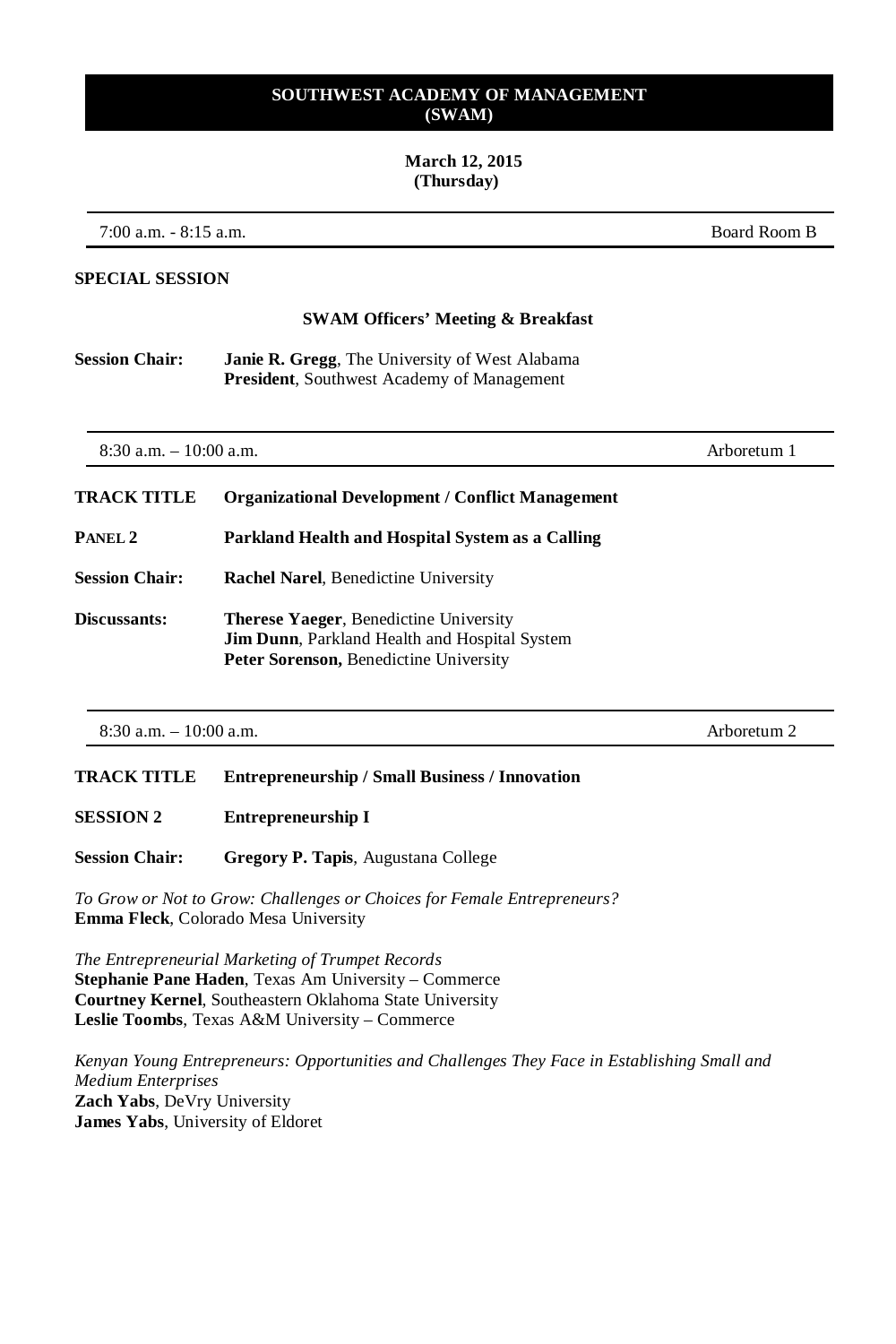**SOUTHWEST ACADEMY OF MANAGEMENT**
**(SWAM)**

**March 12, 2015**
**(Thursday)**

---

7:00 a.m. - 8:15 a.m. — Board Room B

---

**SPECIAL SESSION**

**SWAM Officers' Meeting & Breakfast**

**Session Chair:** **Janie R. Gregg**, The University of West Alabama
**President**, Southwest Academy of Management

---

8:30 a.m. – 10:00 a.m. — Arboretum 1

---

**TRACK TITLE** **Organizational Development / Conflict Management**

**PANEL 2** **Parkland Health and Hospital System as a Calling**

**Session Chair:** **Rachel Narel**, Benedictine University

**Discussants:** **Therese Yaeger**, Benedictine University
**Jim Dunn**, Parkland Health and Hospital System
**Peter Sorenson,** Benedictine University

---

8:30 a.m. – 10:00 a.m. — Arboretum 2

---

**TRACK TITLE** **Entrepreneurship / Small Business / Innovation**

**SESSION 2** **Entrepreneurship I**

**Session Chair:** **Gregory P. Tapis**, Augustana College

*To Grow or Not to Grow: Challenges or Choices for Female Entrepreneurs?*
**Emma Fleck**, Colorado Mesa University

*The Entrepreneurial Marketing of Trumpet Records*
**Stephanie Pane Haden**, Texas Am University – Commerce
**Courtney Kernel**, Southeastern Oklahoma State University
**Leslie Toombs**, Texas A&M University – Commerce

*Kenyan Young Entrepreneurs: Opportunities and Challenges They Face in Establishing Small and Medium Enterprises*
**Zach Yabs**, DeVry University
**James Yabs**, University of Eldoret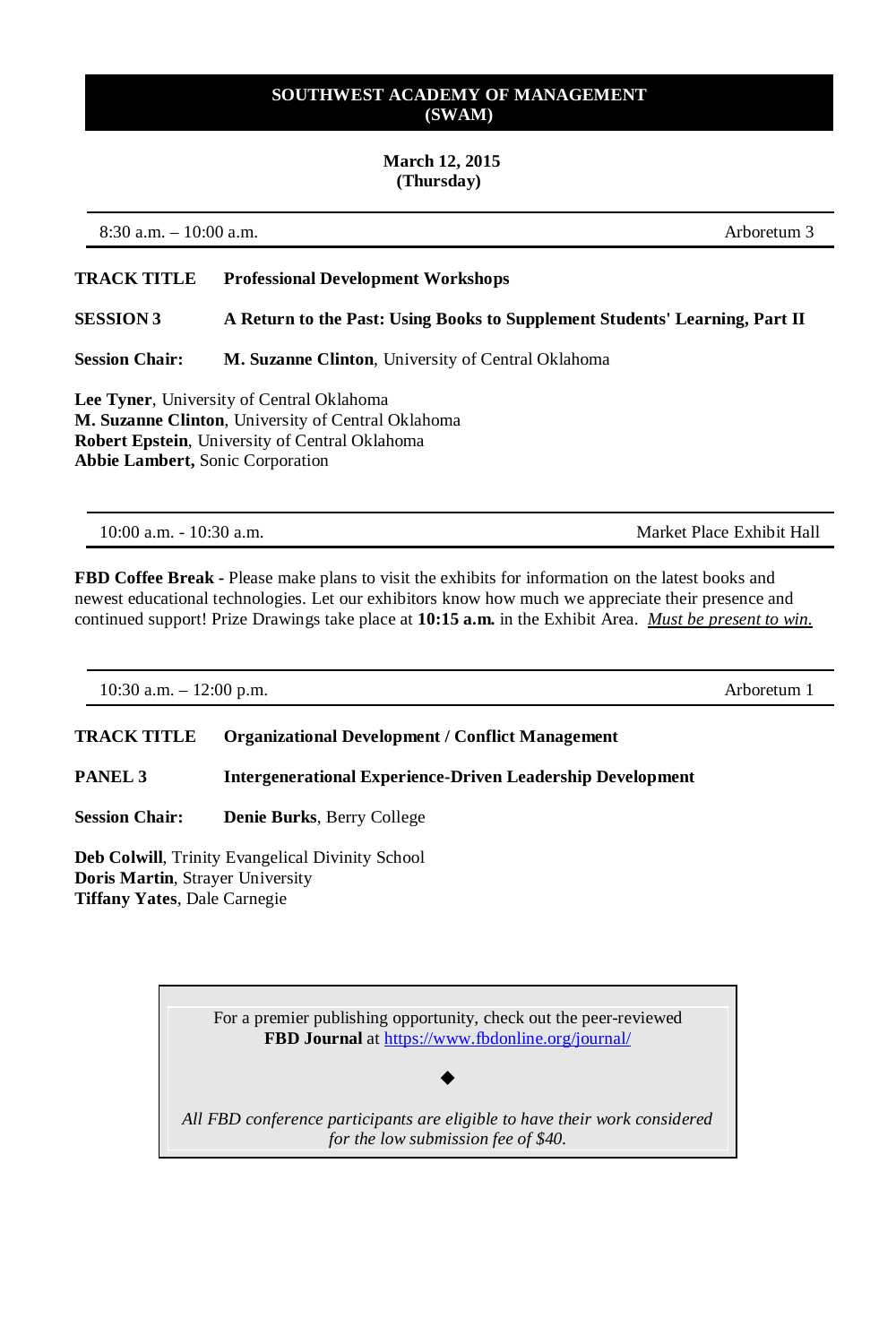## SOUTHWEST ACADEMY OF MANAGEMENT (SWAM)

**March 12, 2015**
**(Thursday)**

8:30 a.m. – 10:00 a.m. | Arboretum 3

**TRACK TITLE** **Professional Development Workshops**

**SESSION 3** **A Return to the Past: Using Books to Supplement Students' Learning, Part II**

**Session Chair:** **M. Suzanne Clinton**, University of Central Oklahoma

**Lee Tyner**, University of Central Oklahoma
**M. Suzanne Clinton**, University of Central Oklahoma
**Robert Epstein**, University of Central Oklahoma
**Abbie Lambert,** Sonic Corporation

---

10:00 a.m. - 10:30 a.m. | Market Place Exhibit Hall

**FBD Coffee Break -** Please make plans to visit the exhibits for information on the latest books and newest educational technologies. Let our exhibitors know how much we appreciate their presence and continued support! Prize Drawings take place at **10:15 a.m.** in the Exhibit Area. *Must be present to win.*

---

10:30 a.m. – 12:00 p.m. | Arboretum 1

**TRACK TITLE** **Organizational Development / Conflict Management**

**PANEL 3** **Intergenerational Experience-Driven Leadership Development**

**Session Chair:** **Denie Burks**, Berry College

**Deb Colwill**, Trinity Evangelical Divinity School
**Doris Martin**, Strayer University
**Tiffany Yates**, Dale Carnegie

---

For a premier publishing opportunity, check out the peer-reviewed **FBD Journal** at https://www.fbdonline.org/journal/

◆

*All FBD conference participants are eligible to have their work considered for the low submission fee of $40.*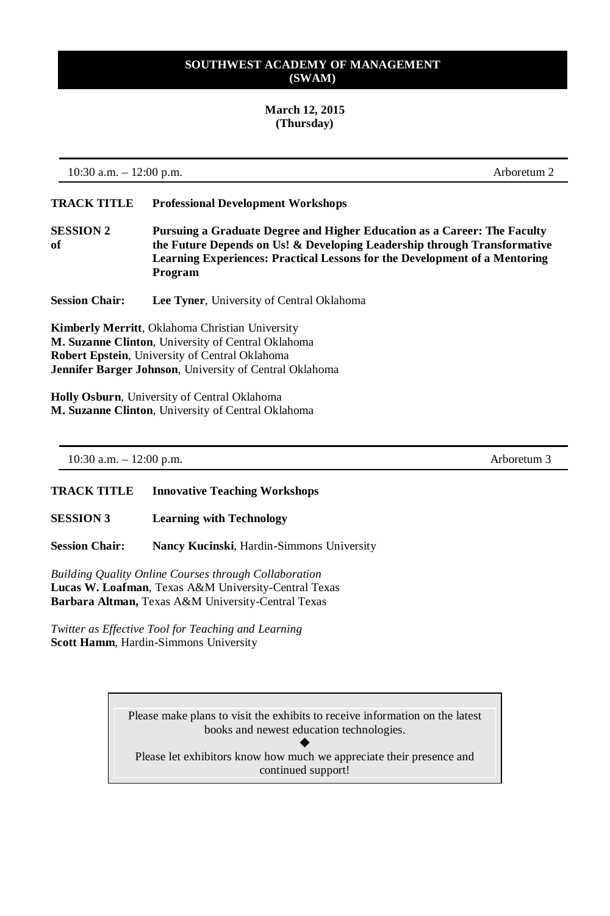**SOUTHWEST ACADEMY OF MANAGEMENT**
**(SWAM)**

**March 12, 2015**
**(Thursday)**

10:30 a.m. – 12:00 p.m. Arboretum 2

**TRACK TITLE** **Professional Development Workshops**

**SESSION 2 of** **Pursuing a Graduate Degree and Higher Education as a Career: The Faculty the Future Depends on Us! & Developing Leadership through Transformative Learning Experiences: Practical Lessons for the Development of a Mentoring Program**

**Session Chair:** **Lee Tyner**, University of Central Oklahoma

**Kimberly Merritt**, Oklahoma Christian University
**M. Suzanne Clinton**, University of Central Oklahoma
**Robert Epstein**, University of Central Oklahoma
**Jennifer Barger Johnson**, University of Central Oklahoma

**Holly Osburn**, University of Central Oklahoma
**M. Suzanne Clinton**, University of Central Oklahoma

10:30 a.m. – 12:00 p.m. Arboretum 3

**TRACK TITLE** **Innovative Teaching Workshops**

**SESSION 3** **Learning with Technology**

**Session Chair:** **Nancy Kucinski**, Hardin-Simmons University

*Building Quality Online Courses through Collaboration*
**Lucas W. Loafman**, Texas A&M University-Central Texas
**Barbara Altman,** Texas A&M University-Central Texas

*Twitter as Effective Tool for Teaching and Learning*
**Scott Hamm**, Hardin-Simmons University

Please make plans to visit the exhibits to receive information on the latest books and newest education technologies.

◆

Please let exhibitors know how much we appreciate their presence and continued support!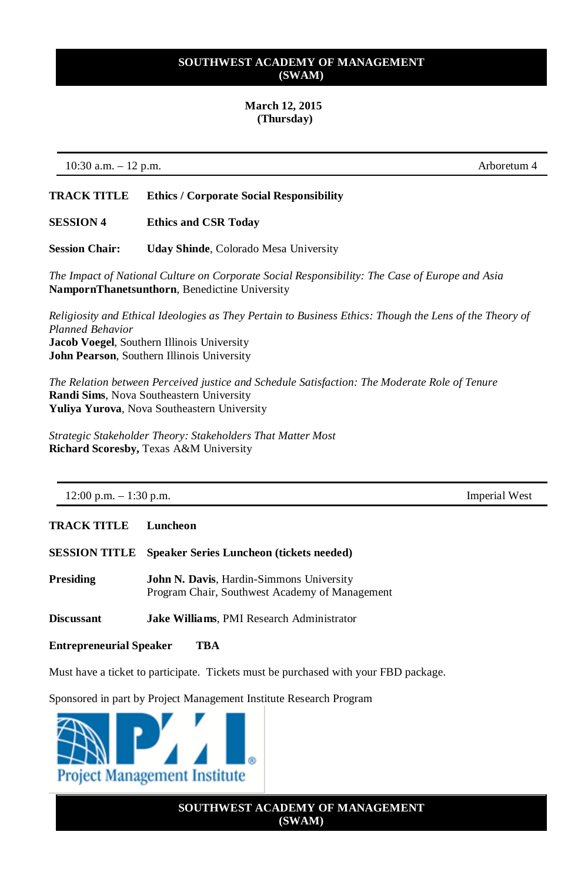March 12, 2015
(Thursday)

| 10:30 a.m. – 12 p.m. | Arboretum 4 |
|---|---|

**TRACK TITLE** **Ethics / Corporate Social Responsibility**

**SESSION 4** **Ethics and CSR Today**

**Session Chair:** **Uday Shinde**, Colorado Mesa University

*The Impact of National Culture on Corporate Social Responsibility: The Case of Europe and Asia*
**NampornThanetsunthorn**, Benedictine University

*Religiosity and Ethical Ideologies as They Pertain to Business Ethics: Though the Lens of the Theory of Planned Behavior*
**Jacob Voegel**, Southern Illinois University
**John Pearson**, Southern Illinois University

*The Relation between Perceived justice and Schedule Satisfaction: The Moderate Role of Tenure*
**Randi Sims**, Nova Southeastern University
**Yuliya Yurova**, Nova Southeastern University

*Strategic Stakeholder Theory: Stakeholders That Matter Most*
**Richard Scoresby,** Texas A&M University

| 12:00 p.m. – 1:30 p.m. | Imperial West |
|---|---|

**TRACK TITLE** **Luncheon**

**SESSION TITLE** **Speaker Series Luncheon (tickets needed)**

**Presiding** **John N. Davis**, Hardin-Simmons University
Program Chair, Southwest Academy of Management

**Discussant** **Jake Williams**, PMI Research Administrator

**Entrepreneurial Speaker** **TBA**

Must have a ticket to participate. Tickets must be purchased with your FBD package.

Sponsored in part by Project Management Institute Research Program

PMI
Project Management Institute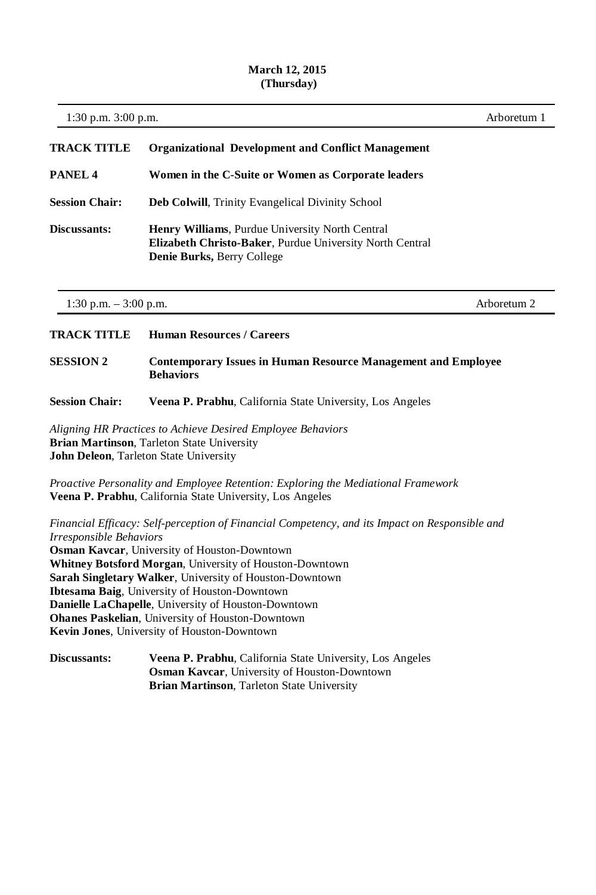**March 12, 2015**
**(Thursday)**

---

1:30 p.m. 3:00 p.m. — Arboretum 1

---

**TRACK TITLE** — **Organizational Development and Conflict Management**

**PANEL 4** — **Women in the C-Suite or Women as Corporate leaders**

**Session Chair:** **Deb Colwill**, Trinity Evangelical Divinity School

**Discussants:**
**Henry Williams**, Purdue University North Central
**Elizabeth Christo-Baker**, Purdue University North Central
**Denie Burks,** Berry College

---

1:30 p.m. – 3:00 p.m. — Arboretum 2

---

**TRACK TITLE** — **Human Resources / Careers**

**SESSION 2** — **Contemporary Issues in Human Resource Management and Employee Behaviors**

**Session Chair:** **Veena P. Prabhu**, California State University, Los Angeles

*Aligning HR Practices to Achieve Desired Employee Behaviors*
**Brian Martinson**, Tarleton State University
**John Deleon**, Tarleton State University

*Proactive Personality and Employee Retention: Exploring the Mediational Framework*
**Veena P. Prabhu**, California State University, Los Angeles

*Financial Efficacy: Self-perception of Financial Competency, and its Impact on Responsible and Irresponsible Behaviors*
**Osman Kavcar**, University of Houston-Downtown
**Whitney Botsford Morgan**, University of Houston-Downtown
**Sarah Singletary Walker**, University of Houston-Downtown
**Ibtesama Baig**, University of Houston-Downtown
**Danielle LaChapelle**, University of Houston-Downtown
**Ohanes Paskelian**, University of Houston-Downtown
**Kevin Jones**, University of Houston-Downtown

**Discussants:**
**Veena P. Prabhu**, California State University, Los Angeles
**Osman Kavcar**, University of Houston-Downtown
**Brian Martinson**, Tarleton State University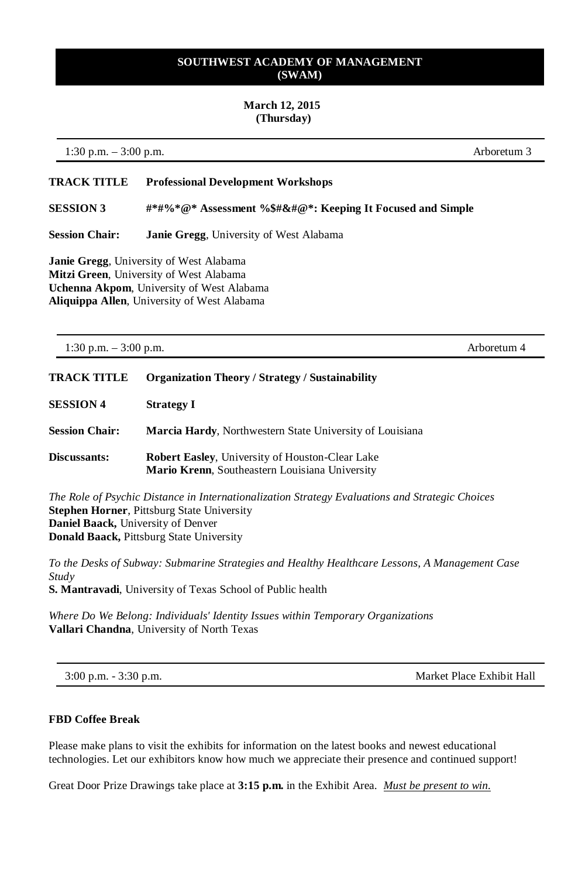# SOUTHWEST ACADEMY OF MANAGEMENT (SWAM)

**March 12, 2015**
**(Thursday)**

---

1:30 p.m. – 3:00 p.m. — Arboretum 3

---

**TRACK TITLE** **Professional Development Workshops**

**SESSION 3** **#*#%*@* Assessment %$#&#@*: Keeping It Focused and Simple**

**Session Chair:** **Janie Gregg**, University of West Alabama

**Janie Gregg**, University of West Alabama
**Mitzi Green**, University of West Alabama
**Uchenna Akpom**, University of West Alabama
**Aliquippa Allen**, University of West Alabama

---

1:30 p.m. – 3:00 p.m. — Arboretum 4

---

**TRACK TITLE** **Organization Theory / Strategy / Sustainability**

**SESSION 4** **Strategy I**

**Session Chair:** **Marcia Hardy**, Northwestern State University of Louisiana

**Discussants:** **Robert Easley**, University of Houston-Clear Lake
**Mario Krenn**, Southeastern Louisiana University

*The Role of Psychic Distance in Internationalization Strategy Evaluations and Strategic Choices*
**Stephen Horner**, Pittsburg State University
**Daniel Baack,** University of Denver
**Donald Baack,** Pittsburg State University

*To the Desks of Subway: Submarine Strategies and Healthy Healthcare Lessons, A Management Case Study*
**S. Mantravadi**, University of Texas School of Public health

*Where Do We Belong: Individuals' Identity Issues within Temporary Organizations*
**Vallari Chandna**, University of North Texas

---

3:00 p.m. - 3:30 p.m. — Market Place Exhibit Hall

---

**FBD Coffee Break**

Please make plans to visit the exhibits for information on the latest books and newest educational technologies. Let our exhibitors know how much we appreciate their presence and continued support!

Great Door Prize Drawings take place at **3:15 p.m.** in the Exhibit Area. *Must be present to win.*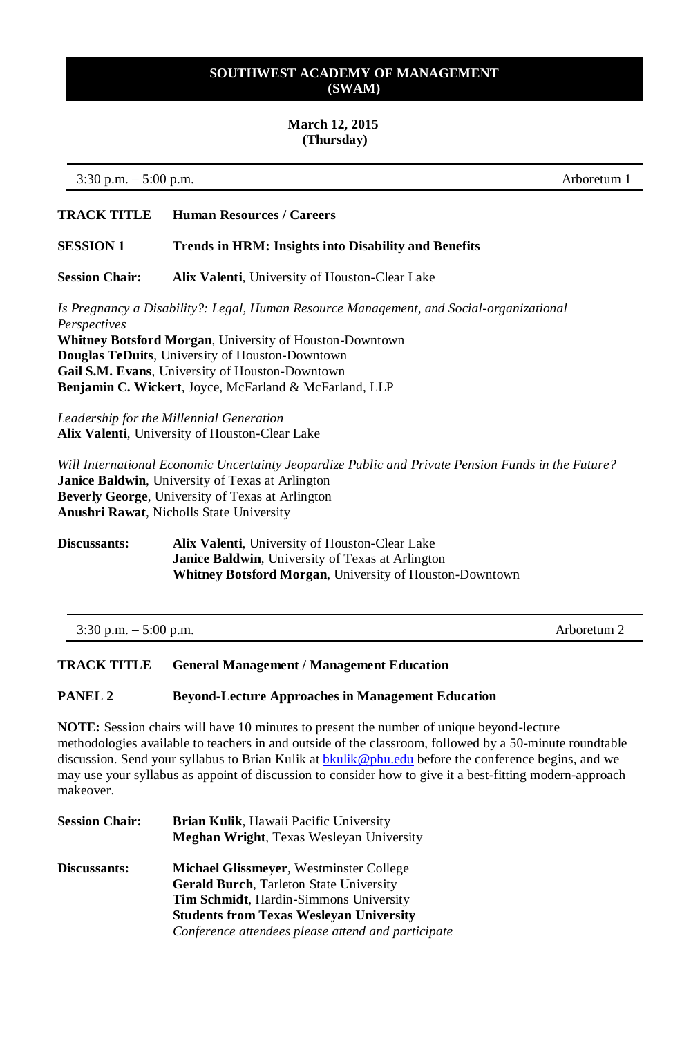# SOUTHWEST ACADEMY OF MANAGEMENT (SWAM)

**March 12, 2015**
**(Thursday)**

---

3:30 p.m. – 5:00 p.m. Arboretum 1

---

**TRACK TITLE** **Human Resources / Careers**

**SESSION 1** **Trends in HRM: Insights into Disability and Benefits**

**Session Chair:** **Alix Valenti**, University of Houston-Clear Lake

*Is Pregnancy a Disability?: Legal, Human Resource Management, and Social-organizational Perspectives*
**Whitney Botsford Morgan**, University of Houston-Downtown
**Douglas TeDuits**, University of Houston-Downtown
**Gail S.M. Evans**, University of Houston-Downtown
**Benjamin C. Wickert**, Joyce, McFarland & McFarland, LLP

*Leadership for the Millennial Generation*
**Alix Valenti**, University of Houston-Clear Lake

*Will International Economic Uncertainty Jeopardize Public and Private Pension Funds in the Future?*
**Janice Baldwin**, University of Texas at Arlington
**Beverly George**, University of Texas at Arlington
**Anushri Rawat**, Nicholls State University

**Discussants:**
**Alix Valenti**, University of Houston-Clear Lake
**Janice Baldwin**, University of Texas at Arlington
**Whitney Botsford Morgan**, University of Houston-Downtown

---

3:30 p.m. – 5:00 p.m. Arboretum 2

---

**TRACK TITLE** **General Management / Management Education**

**PANEL 2** **Beyond-Lecture Approaches in Management Education**

**NOTE:** Session chairs will have 10 minutes to present the number of unique beyond-lecture methodologies available to teachers in and outside of the classroom, followed by a 50-minute roundtable discussion. Send your syllabus to Brian Kulik at bkulik@phu.edu before the conference begins, and we may use your syllabus as appoint of discussion to consider how to give it a best-fitting modern-approach makeover.

**Session Chair:**
**Brian Kulik**, Hawaii Pacific University
**Meghan Wright**, Texas Wesleyan University

**Discussants:**
**Michael Glissmeyer**, Westminster College
**Gerald Burch**, Tarleton State University
**Tim Schmidt**, Hardin-Simmons University
**Students from Texas Wesleyan University**
*Conference attendees please attend and participate*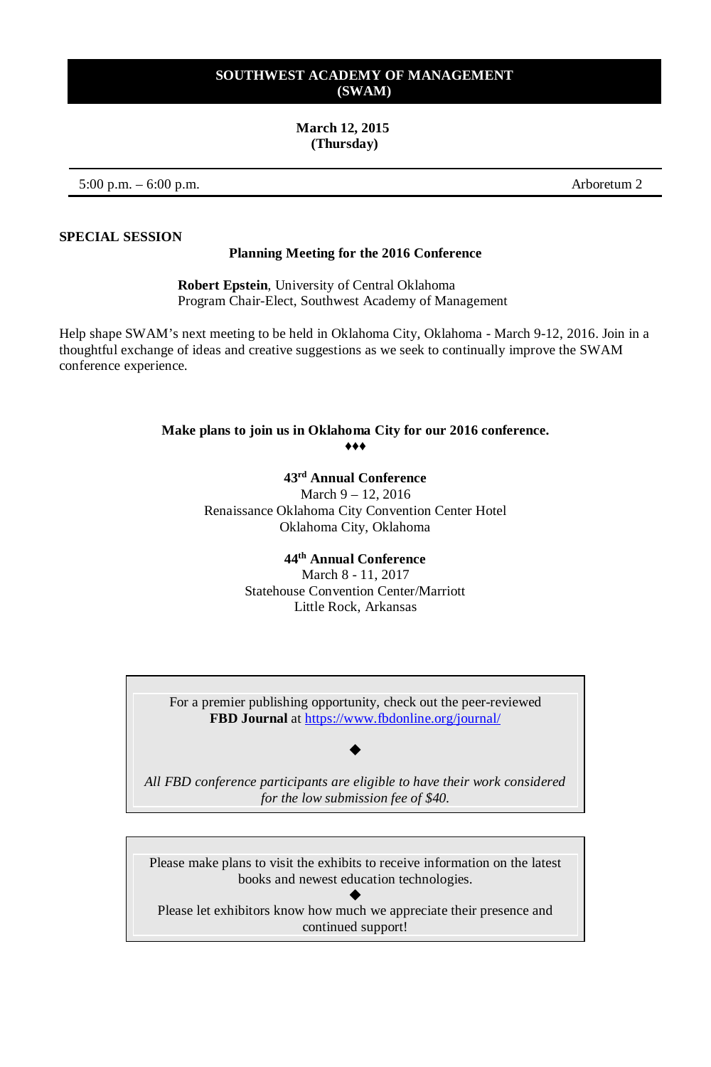**SOUTHWEST ACADEMY OF MANAGEMENT (SWAM)**

**March 12, 2015 (Thursday)**

| 5:00 p.m. – 6:00 p.m. | Arboretum 2 |
|---|---|

**SPECIAL SESSION**

**Planning Meeting for the 2016 Conference**

**Robert Epstein**, University of Central Oklahoma
Program Chair-Elect, Southwest Academy of Management

Help shape SWAM's next meeting to be held in Oklahoma City, Oklahoma - March 9-12, 2016. Join in a thoughtful exchange of ideas and creative suggestions as we seek to continually improve the SWAM conference experience.

**Make plans to join us in Oklahoma City for our 2016 conference.**

♦♦♦

**43rd Annual Conference**
March 9 – 12, 2016
Renaissance Oklahoma City Convention Center Hotel
Oklahoma City, Oklahoma

**44th Annual Conference**
March 8 - 11, 2017
Statehouse Convention Center/Marriott
Little Rock, Arkansas

For a premier publishing opportunity, check out the peer-reviewed **FBD Journal** at https://www.fbdonline.org/journal/

◆

*All FBD conference participants are eligible to have their work considered for the low submission fee of $40.*

Please make plans to visit the exhibits to receive information on the latest books and newest education technologies.

◆

Please let exhibitors know how much we appreciate their presence and continued support!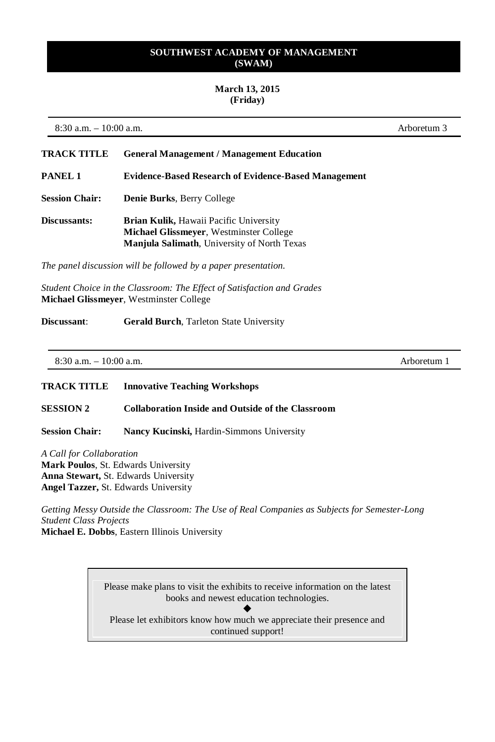# SOUTHWEST ACADEMY OF MANAGEMENT (SWAM)

**March 13, 2015**
**(Friday)**

8:30 a.m. – 10:00 a.m. Arboretum 3

**TRACK TITLE** **General Management / Management Education**

**PANEL 1** **Evidence-Based Research of Evidence-Based Management**

**Session Chair:** **Denie Burks**, Berry College

**Discussants:**
**Brian Kulik,** Hawaii Pacific University
**Michael Glissmeyer**, Westminster College
**Manjula Salimath**, University of North Texas

*The panel discussion will be followed by a paper presentation.*

*Student Choice in the Classroom: The Effect of Satisfaction and Grades*
**Michael Glissmeyer**, Westminster College

**Discussant**: **Gerald Burch**, Tarleton State University

---

8:30 a.m. – 10:00 a.m. Arboretum 1

**TRACK TITLE** **Innovative Teaching Workshops**

**SESSION 2** **Collaboration Inside and Outside of the Classroom**

**Session Chair:** **Nancy Kucinski,** Hardin-Simmons University

*A Call for Collaboration*
**Mark Poulos**, St. Edwards University
**Anna Stewart,** St. Edwards University
**Angel Tazzer,** St. Edwards University

*Getting Messy Outside the Classroom: The Use of Real Companies as Subjects for Semester-Long Student Class Projects*
**Michael E. Dobbs**, Eastern Illinois University

> Please make plans to visit the exhibits to receive information on the latest books and newest education technologies.
>
> ◆
>
> Please let exhibitors know how much we appreciate their presence and continued support!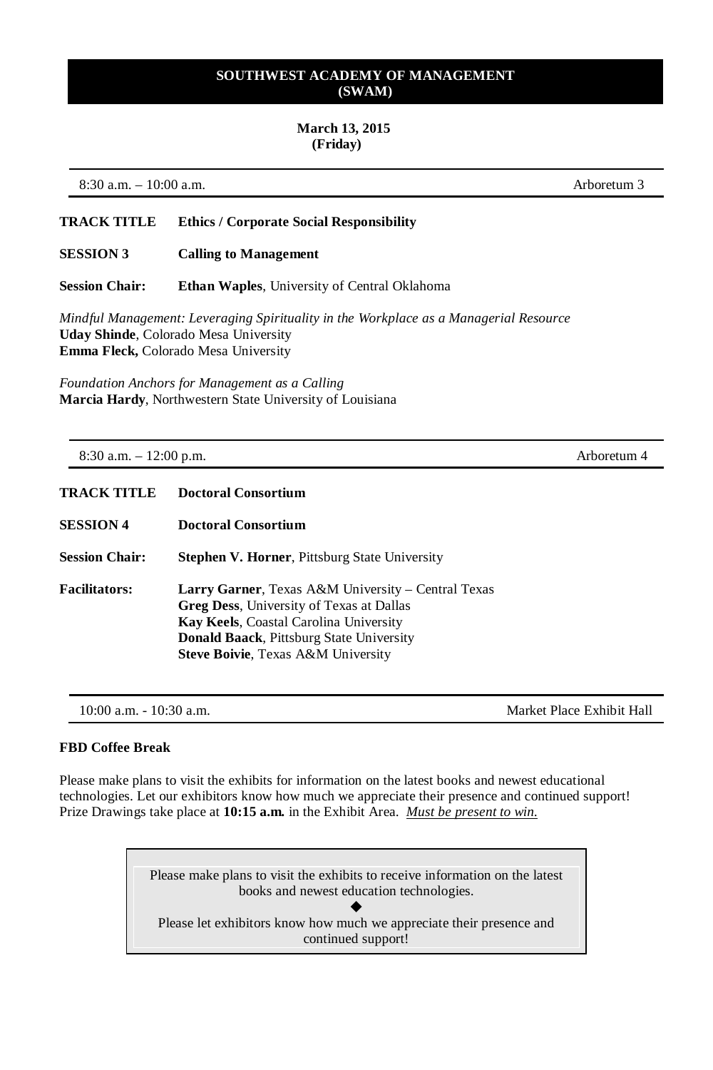**SOUTHWEST ACADEMY OF MANAGEMENT (SWAM)**

**March 13, 2015 (Friday)**

---

8:30 a.m. – 10:00 a.m. Arboretum 3

---

**TRACK TITLE** **Ethics / Corporate Social Responsibility**

**SESSION 3** **Calling to Management**

**Session Chair:** **Ethan Waples**, University of Central Oklahoma

*Mindful Management: Leveraging Spirituality in the Workplace as a Managerial Resource*
**Uday Shinde**, Colorado Mesa University
**Emma Fleck,** Colorado Mesa University

*Foundation Anchors for Management as a Calling*
**Marcia Hardy**, Northwestern State University of Louisiana

---

8:30 a.m. – 12:00 p.m. Arboretum 4

---

**TRACK TITLE** **Doctoral Consortium**

**SESSION 4** **Doctoral Consortium**

**Session Chair:** **Stephen V. Horner**, Pittsburg State University

**Facilitators:**
**Larry Garner**, Texas A&M University – Central Texas
**Greg Dess**, University of Texas at Dallas
**Kay Keels**, Coastal Carolina University
**Donald Baack**, Pittsburg State University
**Steve Boivie**, Texas A&M University

---

10:00 a.m. - 10:30 a.m. Market Place Exhibit Hall

---

**FBD Coffee Break**

Please make plans to visit the exhibits for information on the latest books and newest educational technologies. Let our exhibitors know how much we appreciate their presence and continued support! Prize Drawings take place at **10:15 a.m.** in the Exhibit Area. *Must be present to win.*

> Please make plans to visit the exhibits to receive information on the latest books and newest education technologies.
>
> ◆
>
> Please let exhibitors know how much we appreciate their presence and continued support!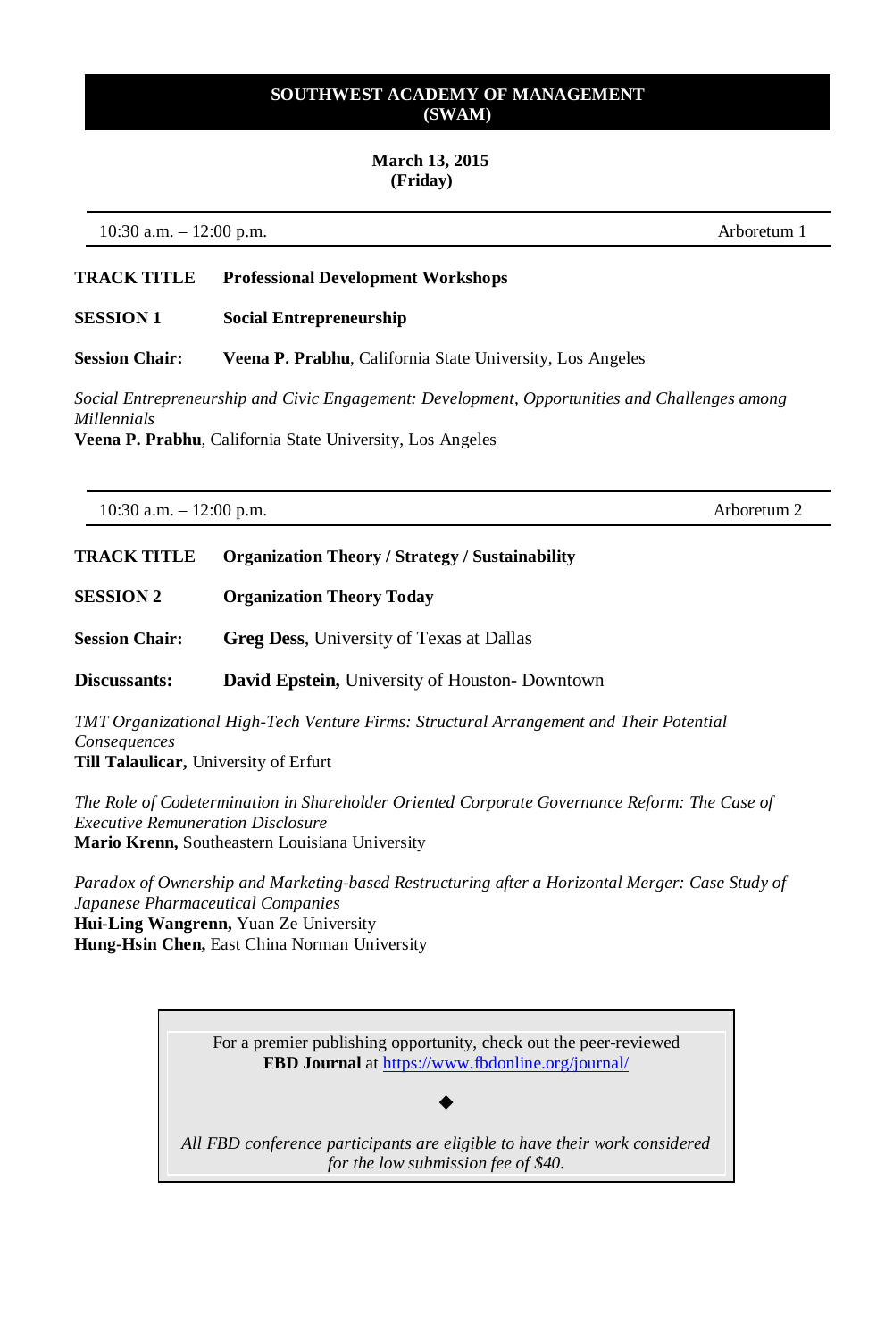# SOUTHWEST ACADEMY OF MANAGEMENT (SWAM)

**March 13, 2015**
**(Friday)**

10:30 a.m. – 12:00 p.m. | Arboretum 1

**TRACK TITLE** **Professional Development Workshops**

**SESSION 1** **Social Entrepreneurship**

**Session Chair:** **Veena P. Prabhu**, California State University, Los Angeles

*Social Entrepreneurship and Civic Engagement: Development, Opportunities and Challenges among Millennials*
**Veena P. Prabhu**, California State University, Los Angeles

---

10:30 a.m. – 12:00 p.m. | Arboretum 2

**TRACK TITLE** **Organization Theory / Strategy / Sustainability**

**SESSION 2** **Organization Theory Today**

**Session Chair:** **Greg Dess**, University of Texas at Dallas

**Discussants:** **David Epstein,** University of Houston- Downtown

*TMT Organizational High-Tech Venture Firms: Structural Arrangement and Their Potential Consequences*
**Till Talaulicar,** University of Erfurt

*The Role of Codetermination in Shareholder Oriented Corporate Governance Reform: The Case of Executive Remuneration Disclosure*
**Mario Krenn,** Southeastern Louisiana University

*Paradox of Ownership and Marketing-based Restructuring after a Horizontal Merger: Case Study of Japanese Pharmaceutical Companies*
**Hui-Ling Wangrenn,** Yuan Ze University
**Hung-Hsin Chen,** East China Norman University

---

For a premier publishing opportunity, check out the peer-reviewed **FBD Journal** at https://www.fbdonline.org/journal/

◆

*All FBD conference participants are eligible to have their work considered for the low submission fee of $40.*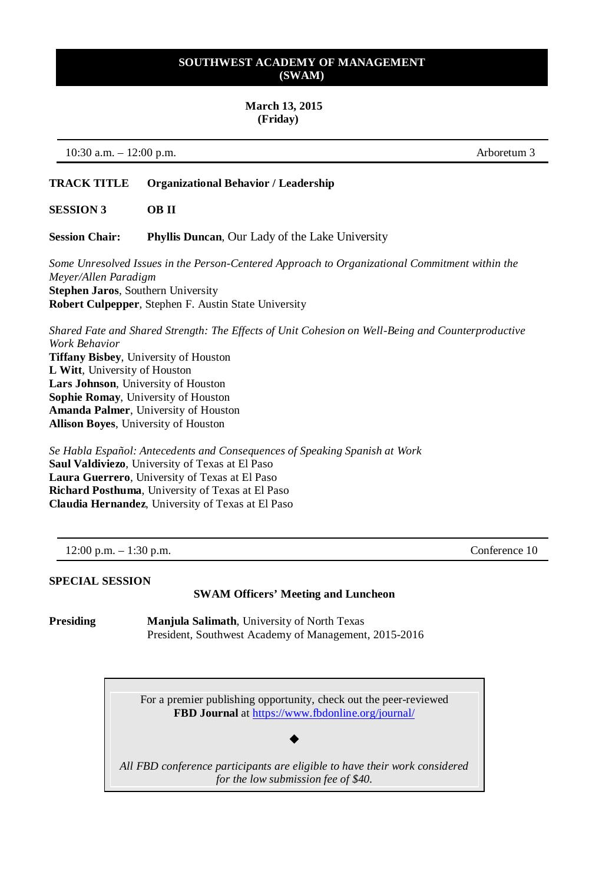## SOUTHWEST ACADEMY OF MANAGEMENT (SWAM)

**March 13, 2015 (Friday)**

---

10:30 a.m. – 12:00 p.m. — Arboretum 3

---

**TRACK TITLE** **Organizational Behavior / Leadership**

**SESSION 3** **OB II**

**Session Chair:** **Phyllis Duncan**, Our Lady of the Lake University

*Some Unresolved Issues in the Person-Centered Approach to Organizational Commitment within the Meyer/Allen Paradigm*
**Stephen Jaros**, Southern University
**Robert Culpepper**, Stephen F. Austin State University

*Shared Fate and Shared Strength: The Effects of Unit Cohesion on Well-Being and Counterproductive Work Behavior*
**Tiffany Bisbey**, University of Houston
**L Witt**, University of Houston
**Lars Johnson**, University of Houston
**Sophie Romay**, University of Houston
**Amanda Palmer**, University of Houston
**Allison Boyes**, University of Houston

*Se Habla Español: Antecedents and Consequences of Speaking Spanish at Work*
**Saul Valdiviezo**, University of Texas at El Paso
**Laura Guerrero**, University of Texas at El Paso
**Richard Posthuma**, University of Texas at El Paso
**Claudia Hernandez**, University of Texas at El Paso

---

12:00 p.m. – 1:30 p.m. — Conference 10

---

**SPECIAL SESSION**

**SWAM Officers' Meeting and Luncheon**

**Presiding** **Manjula Salimath**, University of North Texas
President, Southwest Academy of Management, 2015-2016

---

For a premier publishing opportunity, check out the peer-reviewed **FBD Journal** at https://www.fbdonline.org/journal/

◆

*All FBD conference participants are eligible to have their work considered for the low submission fee of $40.*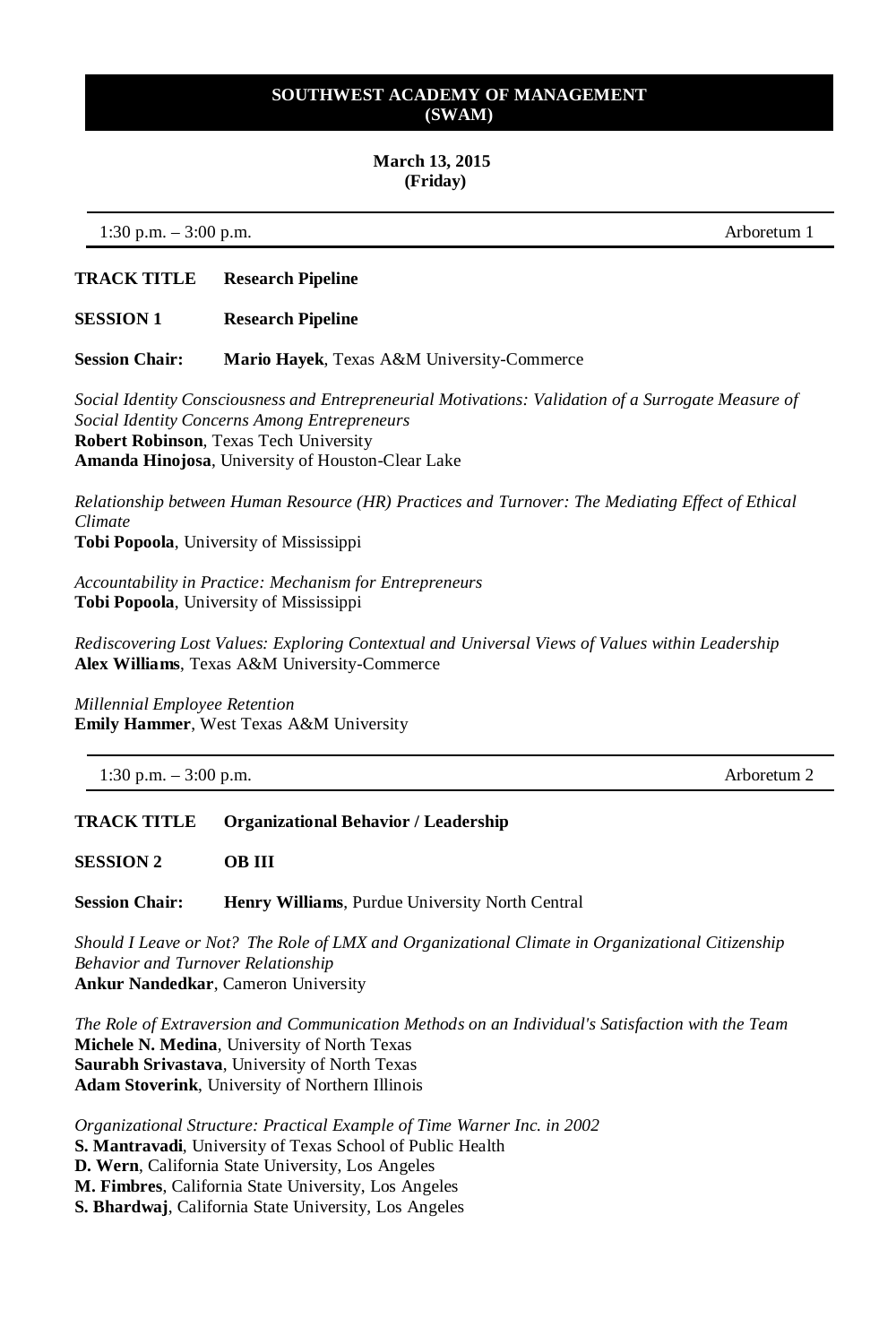**SOUTHWEST ACADEMY OF MANAGEMENT (SWAM)**

**March 13, 2015 (Friday)**

---

1:30 p.m. – 3:00 p.m. Arboretum 1

---

**TRACK TITLE** **Research Pipeline**

**SESSION 1** **Research Pipeline**

**Session Chair:** **Mario Hayek**, Texas A&M University-Commerce

*Social Identity Consciousness and Entrepreneurial Motivations: Validation of a Surrogate Measure of Social Identity Concerns Among Entrepreneurs*
**Robert Robinson**, Texas Tech University
**Amanda Hinojosa**, University of Houston-Clear Lake

*Relationship between Human Resource (HR) Practices and Turnover: The Mediating Effect of Ethical Climate*
**Tobi Popoola**, University of Mississippi

*Accountability in Practice: Mechanism for Entrepreneurs*
**Tobi Popoola**, University of Mississippi

*Rediscovering Lost Values: Exploring Contextual and Universal Views of Values within Leadership*
**Alex Williams**, Texas A&M University-Commerce

*Millennial Employee Retention*
**Emily Hammer**, West Texas A&M University

---

1:30 p.m. – 3:00 p.m. Arboretum 2

---

**TRACK TITLE** **Organizational Behavior / Leadership**

**SESSION 2** **OB III**

**Session Chair:** **Henry Williams**, Purdue University North Central

*Should I Leave or Not? The Role of LMX and Organizational Climate in Organizational Citizenship Behavior and Turnover Relationship*
**Ankur Nandedkar**, Cameron University

*The Role of Extraversion and Communication Methods on an Individual's Satisfaction with the Team*
**Michele N. Medina**, University of North Texas
**Saurabh Srivastava**, University of North Texas
**Adam Stoverink**, University of Northern Illinois

*Organizational Structure: Practical Example of Time Warner Inc. in 2002*
**S. Mantravadi**, University of Texas School of Public Health
**D. Wern**, California State University, Los Angeles
**M. Fimbres**, California State University, Los Angeles
**S. Bhardwaj**, California State University, Los Angeles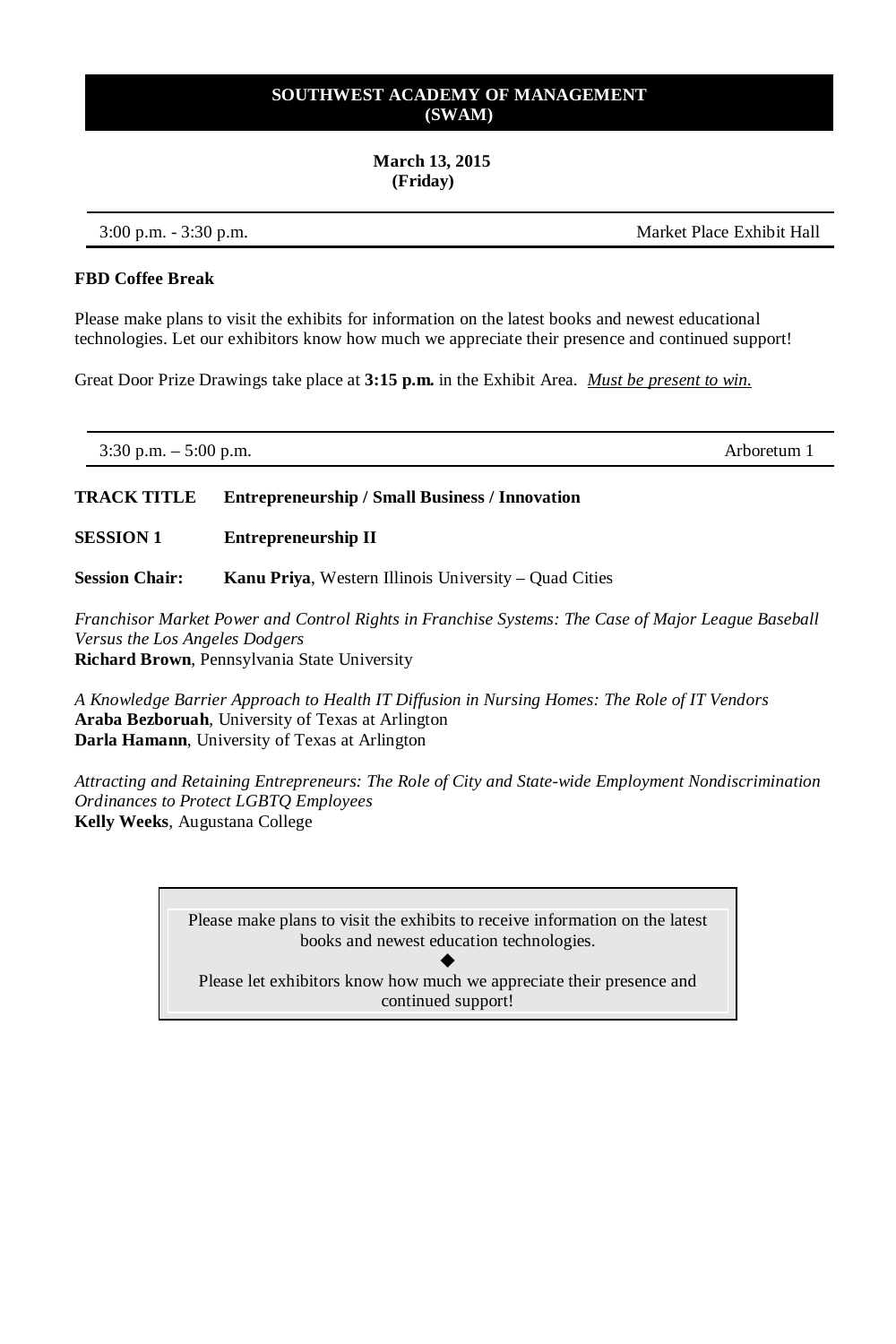**SOUTHWEST ACADEMY OF MANAGEMENT (SWAM)**

**March 13, 2015 (Friday)**

---

3:00 p.m. - 3:30 p.m. — Market Place Exhibit Hall

---

**FBD Coffee Break**

Please make plans to visit the exhibits for information on the latest books and newest educational technologies. Let our exhibitors know how much we appreciate their presence and continued support!

Great Door Prize Drawings take place at **3:15 p.m.** in the Exhibit Area. *Must be present to win.*

---

3:30 p.m. – 5:00 p.m. — Arboretum 1

---

**TRACK TITLE** **Entrepreneurship / Small Business / Innovation**

**SESSION 1** **Entrepreneurship II**

**Session Chair:** **Kanu Priya**, Western Illinois University – Quad Cities

*Franchisor Market Power and Control Rights in Franchise Systems: The Case of Major League Baseball Versus the Los Angeles Dodgers*
**Richard Brown**, Pennsylvania State University

*A Knowledge Barrier Approach to Health IT Diffusion in Nursing Homes: The Role of IT Vendors*
**Araba Bezboruah**, University of Texas at Arlington
**Darla Hamann**, University of Texas at Arlington

*Attracting and Retaining Entrepreneurs: The Role of City and State-wide Employment Nondiscrimination Ordinances to Protect LGBTQ Employees*
**Kelly Weeks**, Augustana College

> Please make plans to visit the exhibits to receive information on the latest books and newest education technologies.
>
> ◆
>
> Please let exhibitors know how much we appreciate their presence and continued support!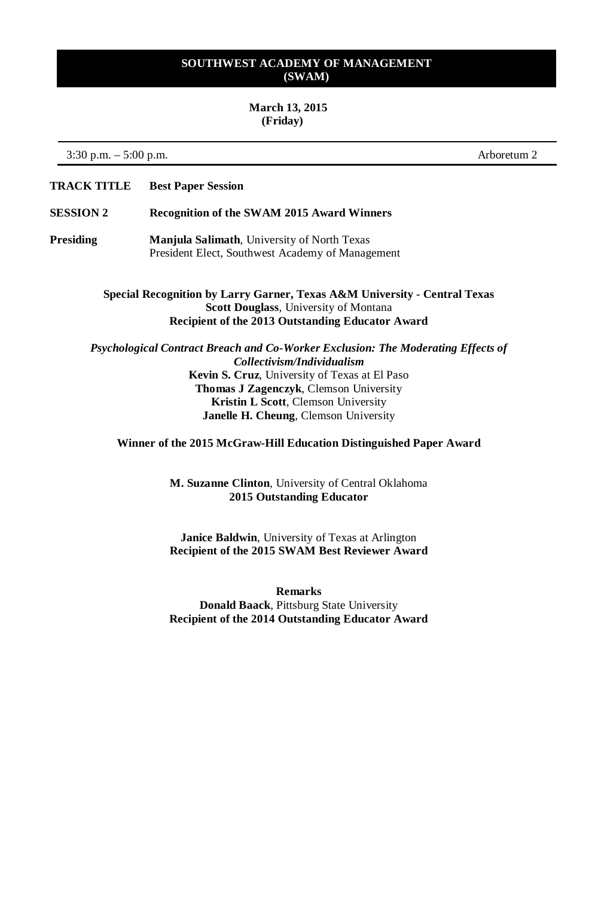**SOUTHWEST ACADEMY OF MANAGEMENT**
**(SWAM)**

**March 13, 2015**
**(Friday)**

3:30 p.m. – 5:00 p.m. Arboretum 2

**TRACK TITLE** **Best Paper Session**

**SESSION 2** **Recognition of the SWAM 2015 Award Winners**

**Presiding** **Manjula Salimath**, University of North Texas
President Elect, Southwest Academy of Management

**Special Recognition by Larry Garner, Texas A&M University - Central Texas**
**Scott Douglass**, University of Montana
**Recipient of the 2013 Outstanding Educator Award**

***Psychological Contract Breach and Co-Worker Exclusion: The Moderating Effects of Collectivism/Individualism***
**Kevin S. Cruz**, University of Texas at El Paso
**Thomas J Zagenczyk**, Clemson University
**Kristin L Scott**, Clemson University
**Janelle H. Cheung**, Clemson University

**Winner of the 2015 McGraw-Hill Education Distinguished Paper Award**

**M. Suzanne Clinton**, University of Central Oklahoma
**2015 Outstanding Educator**

**Janice Baldwin**, University of Texas at Arlington
**Recipient of the 2015 SWAM Best Reviewer Award**

**Remarks**
**Donald Baack**, Pittsburg State University
**Recipient of the 2014 Outstanding Educator Award**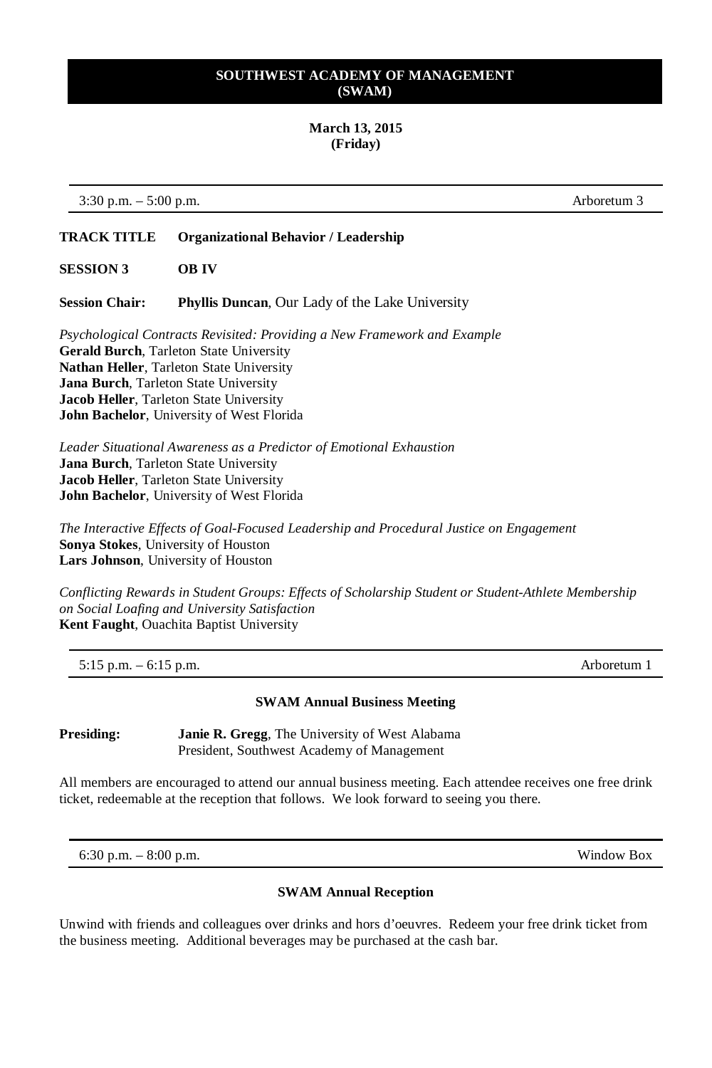# SOUTHWEST ACADEMY OF MANAGEMENT (SWAM)

**March 13, 2015**
**(Friday)**

---

3:30 p.m. – 5:00 p.m. | Arboretum 3

---

**TRACK TITLE** **Organizational Behavior / Leadership**

**SESSION 3** **OB IV**

**Session Chair:** **Phyllis Duncan**, Our Lady of the Lake University

*Psychological Contracts Revisited: Providing a New Framework and Example*
**Gerald Burch**, Tarleton State University
**Nathan Heller**, Tarleton State University
**Jana Burch**, Tarleton State University
**Jacob Heller**, Tarleton State University
**John Bachelor**, University of West Florida

*Leader Situational Awareness as a Predictor of Emotional Exhaustion*
**Jana Burch**, Tarleton State University
**Jacob Heller**, Tarleton State University
**John Bachelor**, University of West Florida

*The Interactive Effects of Goal-Focused Leadership and Procedural Justice on Engagement*
**Sonya Stokes**, University of Houston
**Lars Johnson**, University of Houston

*Conflicting Rewards in Student Groups: Effects of Scholarship Student or Student-Athlete Membership on Social Loafing and University Satisfaction*
**Kent Faught**, Ouachita Baptist University

---

5:15 p.m. – 6:15 p.m. | Arboretum 1

---

**SWAM Annual Business Meeting**

**Presiding:** **Janie R. Gregg**, The University of West Alabama
President, Southwest Academy of Management

All members are encouraged to attend our annual business meeting. Each attendee receives one free drink ticket, redeemable at the reception that follows. We look forward to seeing you there.

---

6:30 p.m. – 8:00 p.m. | Window Box

---

**SWAM Annual Reception**

Unwind with friends and colleagues over drinks and hors d'oeuvres. Redeem your free drink ticket from the business meeting. Additional beverages may be purchased at the cash bar.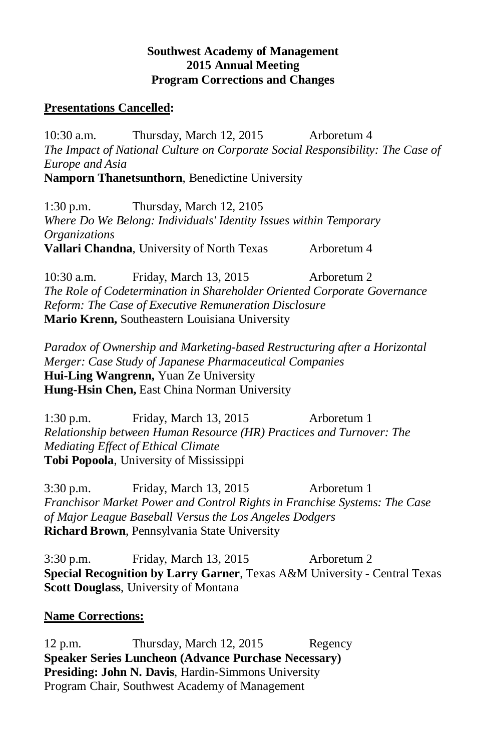**Southwest Academy of Management**
**2015 Annual Meeting**
**Program Corrections and Changes**

**Presentations Cancelled:**

10:30 a.m. Thursday, March 12, 2015 Arboretum 4
*The Impact of National Culture on Corporate Social Responsibility: The Case of Europe and Asia*
**Namporn Thanetsunthorn**, Benedictine University

1:30 p.m. Thursday, March 12, 2105
*Where Do We Belong: Individuals' Identity Issues within Temporary Organizations*
**Vallari Chandna**, University of North Texas Arboretum 4

10:30 a.m. Friday, March 13, 2015 Arboretum 2
*The Role of Codetermination in Shareholder Oriented Corporate Governance Reform: The Case of Executive Remuneration Disclosure*
**Mario Krenn,** Southeastern Louisiana University

*Paradox of Ownership and Marketing-based Restructuring after a Horizontal Merger: Case Study of Japanese Pharmaceutical Companies*
**Hui-Ling Wangrenn,** Yuan Ze University
**Hung-Hsin Chen,** East China Norman University

1:30 p.m. Friday, March 13, 2015 Arboretum 1
*Relationship between Human Resource (HR) Practices and Turnover: The Mediating Effect of Ethical Climate*
**Tobi Popoola**, University of Mississippi

3:30 p.m. Friday, March 13, 2015 Arboretum 1
*Franchisor Market Power and Control Rights in Franchise Systems: The Case of Major League Baseball Versus the Los Angeles Dodgers*
**Richard Brown**, Pennsylvania State University

3:30 p.m. Friday, March 13, 2015 Arboretum 2
**Special Recognition by Larry Garner**, Texas A&M University - Central Texas
**Scott Douglass**, University of Montana

**Name Corrections:**

12 p.m. Thursday, March 12, 2015 Regency
**Speaker Series Luncheon (Advance Purchase Necessary)**
**Presiding: John N. Davis**, Hardin-Simmons University
Program Chair, Southwest Academy of Management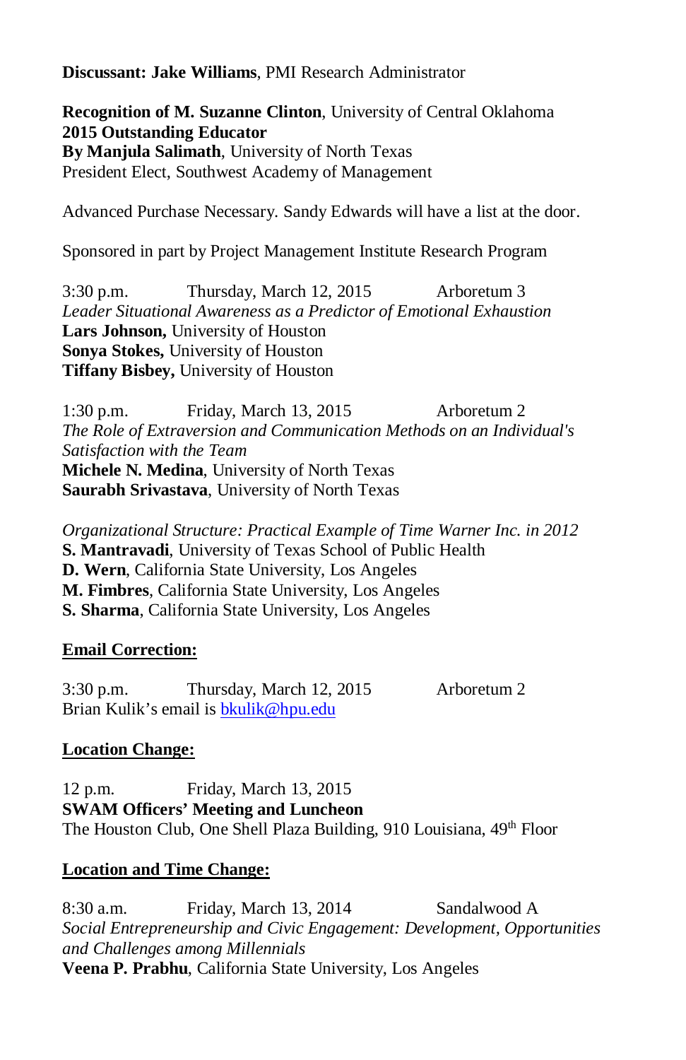**Discussant: Jake Williams**, PMI Research Administrator

**Recognition of M. Suzanne Clinton**, University of Central Oklahoma
**2015 Outstanding Educator**
**By Manjula Salimath**, University of North Texas
President Elect, Southwest Academy of Management

Advanced Purchase Necessary. Sandy Edwards will have a list at the door.

Sponsored in part by Project Management Institute Research Program

3:30 p.m. Thursday, March 12, 2015 Arboretum 3
*Leader Situational Awareness as a Predictor of Emotional Exhaustion*
**Lars Johnson,** University of Houston
**Sonya Stokes,** University of Houston
**Tiffany Bisbey,** University of Houston

1:30 p.m. Friday, March 13, 2015 Arboretum 2
*The Role of Extraversion and Communication Methods on an Individual's Satisfaction with the Team*
**Michele N. Medina**, University of North Texas
**Saurabh Srivastava**, University of North Texas

*Organizational Structure: Practical Example of Time Warner Inc. in 2012*
**S. Mantravadi**, University of Texas School of Public Health
**D. Wern**, California State University, Los Angeles
**M. Fimbres**, California State University, Los Angeles
**S. Sharma**, California State University, Los Angeles

**Email Correction:**

3:30 p.m. Thursday, March 12, 2015 Arboretum 2
Brian Kulik's email is bkulik@hpu.edu

**Location Change:**

12 p.m. Friday, March 13, 2015
**SWAM Officers' Meeting and Luncheon**
The Houston Club, One Shell Plaza Building, 910 Louisiana, 49th Floor

**Location and Time Change:**

8:30 a.m. Friday, March 13, 2014 Sandalwood A
*Social Entrepreneurship and Civic Engagement: Development, Opportunities and Challenges among Millennials*
**Veena P. Prabhu**, California State University, Los Angeles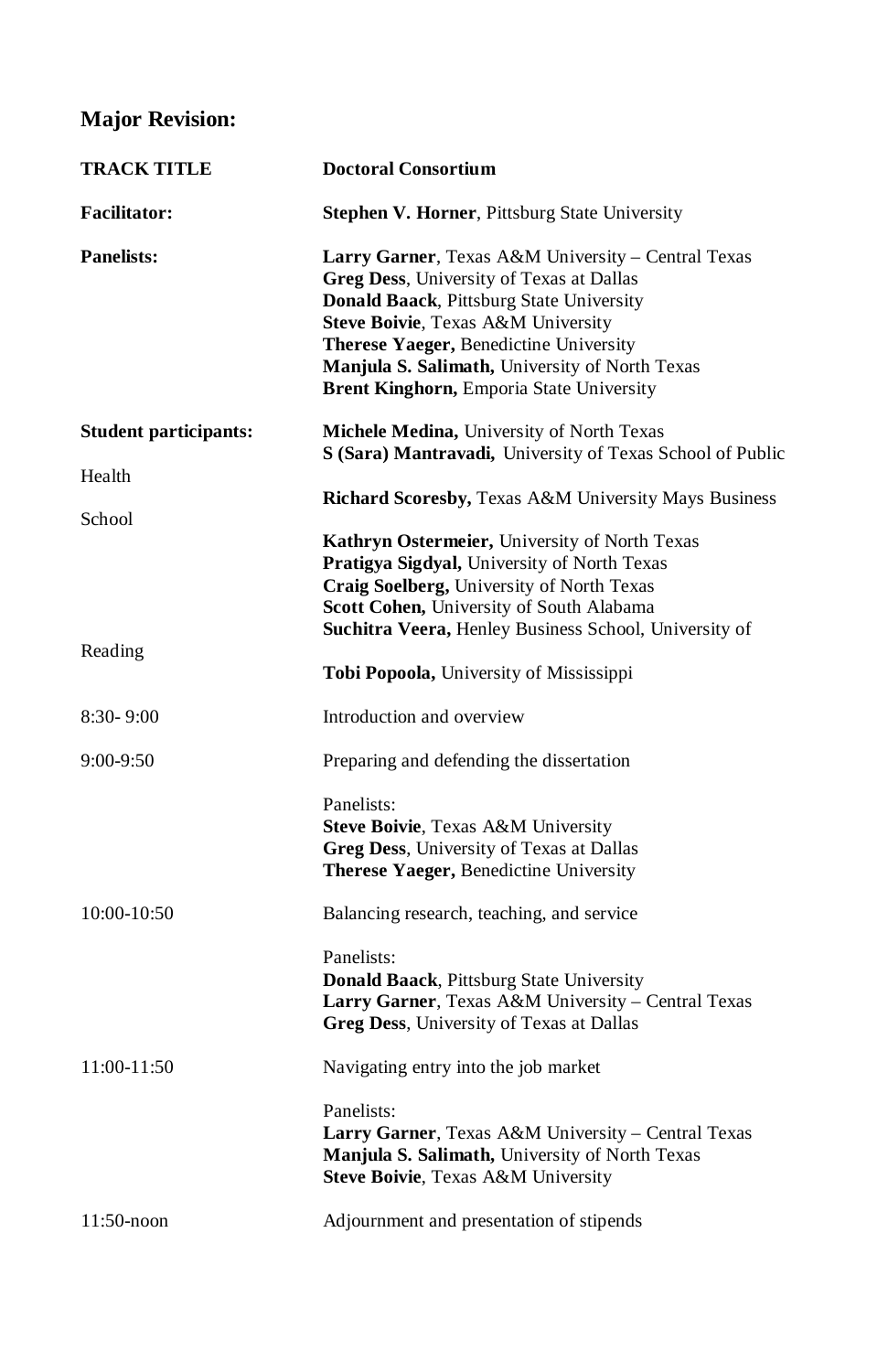## Major Revision:

| | |
|---|---|
| **TRACK TITLE** | **Doctoral Consortium** |
| **Facilitator:** | **Stephen V. Horner**, Pittsburg State University |
| **Panelists:** | **Larry Garner**, Texas A&M University – Central Texas<br>**Greg Dess**, University of Texas at Dallas<br>**Donald Baack**, Pittsburg State University<br>**Steve Boivie**, Texas A&M University<br>**Therese Yaeger,** Benedictine University<br>**Manjula S. Salimath,** University of North Texas<br>**Brent Kinghorn,** Emporia State University |
| **Student participants:** | **Michele Medina,** University of North Texas<br>**S (Sara) Mantravadi,** University of Texas School of Public Health<br>**Richard Scoresby,** Texas A&M University Mays Business School<br>**Kathryn Ostermeier,** University of North Texas<br>**Pratigya Sigdyal,** University of North Texas<br>**Craig Soelberg,** University of North Texas<br>**Scott Cohen,** University of South Alabama<br>**Suchitra Veera,** Henley Business School, University of Reading<br>**Tobi Popoola,** University of Mississippi |
| 8:30- 9:00 | Introduction and overview |
| 9:00-9:50 | Preparing and defending the dissertation<br><br>Panelists:<br>**Steve Boivie**, Texas A&M University<br>**Greg Dess**, University of Texas at Dallas<br>**Therese Yaeger,** Benedictine University |
| 10:00-10:50 | Balancing research, teaching, and service<br><br>Panelists:<br>**Donald Baack**, Pittsburg State University<br>**Larry Garner**, Texas A&M University – Central Texas<br>**Greg Dess**, University of Texas at Dallas |
| 11:00-11:50 | Navigating entry into the job market<br><br>Panelists:<br>**Larry Garner**, Texas A&M University – Central Texas<br>**Manjula S. Salimath,** University of North Texas<br>**Steve Boivie**, Texas A&M University |
| 11:50-noon | Adjournment and presentation of stipends |